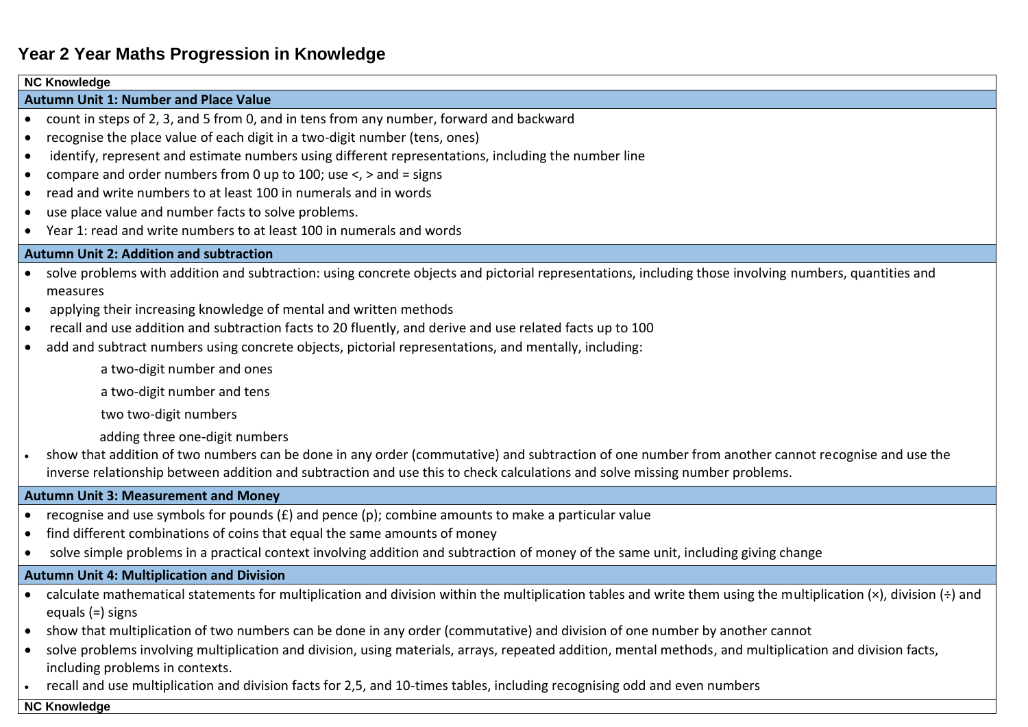# Year 2 Year Maths Progression in Knowledge

**NC Knowledge**

**Autumn Unit 1: Number and Place Value**

- count in steps of 2, 3, and 5 from 0, and in tens from any number, forward and backward
- recognise the place value of each digit in a two-digit number (tens, ones)
- identify, represent and estimate numbers using different representations, including the number line
- compare and order numbers from 0 up to 100; use <, > and = signs
- read and write numbers to at least 100 in numerals and in words
- use place value and number facts to solve problems.
- Year 1: read and write numbers to at least 100 in numerals and words

**Autumn Unit 2: Addition and subtraction**

- solve problems with addition and subtraction: using concrete objects and pictorial representations, including those involving numbers, quantities and measures
- applying their increasing knowledge of mental and written methods
- recall and use addition and subtraction facts to 20 fluently, and derive and use related facts up to 100
- add and subtract numbers using concrete objects, pictorial representations, and mentally, including:

  a two-digit number and ones

  a two-digit number and tens

  two two-digit numbers

  adding three one-digit numbers
- show that addition of two numbers can be done in any order (commutative) and subtraction of one number from another cannot recognise and use the inverse relationship between addition and subtraction and use this to check calculations and solve missing number problems.

**Autumn Unit 3: Measurement and Money**

- recognise and use symbols for pounds (£) and pence (p); combine amounts to make a particular value
- find different combinations of coins that equal the same amounts of money
- solve simple problems in a practical context involving addition and subtraction of money of the same unit, including giving change

**Autumn Unit 4: Multiplication and Division**

- calculate mathematical statements for multiplication and division within the multiplication tables and write them using the multiplication (×), division (÷) and equals (=) signs
- show that multiplication of two numbers can be done in any order (commutative) and division of one number by another cannot
- solve problems involving multiplication and division, using materials, arrays, repeated addition, mental methods, and multiplication and division facts, including problems in contexts.
- recall and use multiplication and division facts for 2,5, and 10-times tables, including recognising odd and even numbers

**NC Knowledge**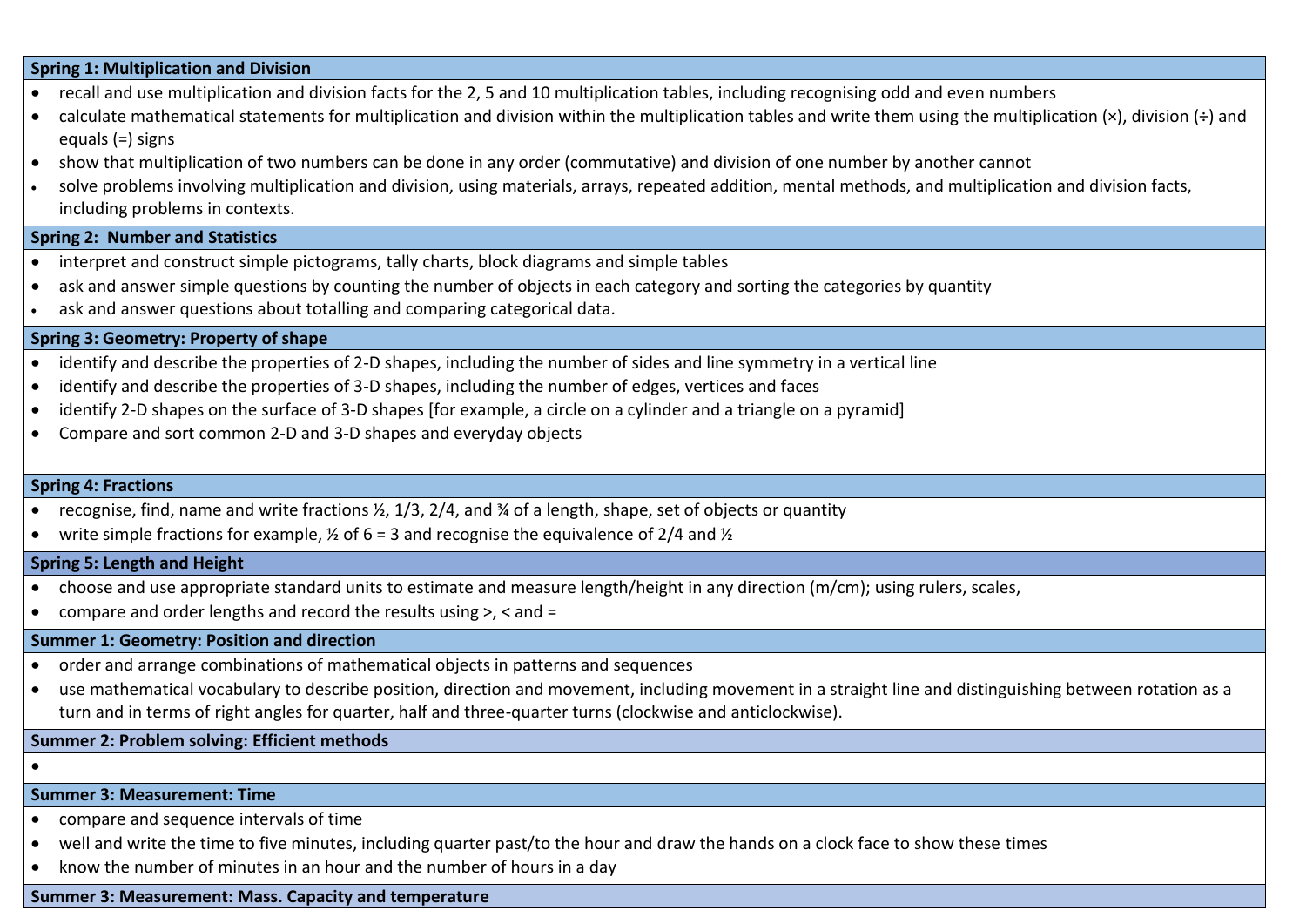| Spring 1: Multiplication and Division |
|---|
| • recall and use multiplication and division facts for the 2, 5 and 10 multiplication tables, including recognising odd and even numbers<br>• calculate mathematical statements for multiplication and division within the multiplication tables and write them using the multiplication (×), division (÷) and equals (=) signs<br>• show that multiplication of two numbers can be done in any order (commutative) and division of one number by another cannot<br>• solve problems involving multiplication and division, using materials, arrays, repeated addition, mental methods, and multiplication and division facts, including problems in contexts. |
| **Spring 2: Number and Statistics** |
| • interpret and construct simple pictograms, tally charts, block diagrams and simple tables<br>• ask and answer simple questions by counting the number of objects in each category and sorting the categories by quantity<br>• ask and answer questions about totalling and comparing categorical data. |
| **Spring 3: Geometry: Property of shape** |
| • identify and describe the properties of 2-D shapes, including the number of sides and line symmetry in a vertical line<br>• identify and describe the properties of 3-D shapes, including the number of edges, vertices and faces<br>• identify 2-D shapes on the surface of 3-D shapes [for example, a circle on a cylinder and a triangle on a pyramid]<br>• Compare and sort common 2-D and 3-D shapes and everyday objects |
| **Spring 4: Fractions** |
| • recognise, find, name and write fractions ½, 1/3, 2/4, and ¾ of a length, shape, set of objects or quantity<br>• write simple fractions for example, ½ of 6 = 3 and recognise the equivalence of 2/4 and ½ |
| **Spring 5: Length and Height** |
| • choose and use appropriate standard units to estimate and measure length/height in any direction (m/cm); using rulers, scales,<br>• compare and order lengths and record the results using >, < and = |
| **Summer 1: Geometry: Position and direction** |
| • order and arrange combinations of mathematical objects in patterns and sequences<br>• use mathematical vocabulary to describe position, direction and movement, including movement in a straight line and distinguishing between rotation as a turn and in terms of right angles for quarter, half and three-quarter turns (clockwise and anticlockwise). |
| **Summer 2: Problem solving: Efficient methods** |
| • |
| **Summer 3: Measurement: Time** |
| • compare and sequence intervals of time<br>• well and write the time to five minutes, including quarter past/to the hour and draw the hands on a clock face to show these times<br>• know the number of minutes in an hour and the number of hours in a day |
| **Summer 3: Measurement: Mass. Capacity and temperature** |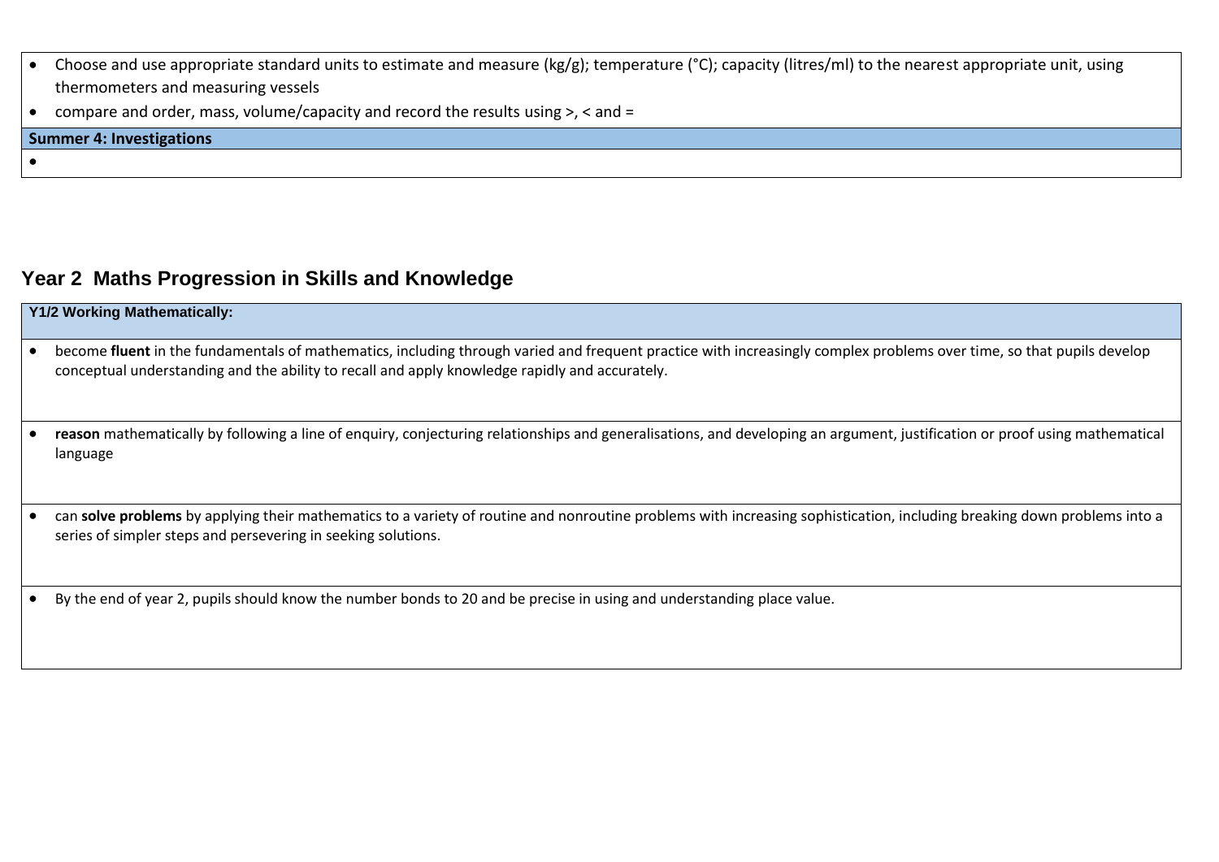- Choose and use appropriate standard units to estimate and measure (kg/g); temperature (°C); capacity (litres/ml) to the nearest appropriate unit, using thermometers and measuring vessels
- compare and order, mass, volume/capacity and record the results using >, < and =

**Summer 4: Investigations**

- 

## Year 2  Maths Progression in Skills and Knowledge

**Y1/2 Working Mathematically:**

- become **fluent** in the fundamentals of mathematics, including through varied and frequent practice with increasingly complex problems over time, so that pupils develop conceptual understanding and the ability to recall and apply knowledge rapidly and accurately.
- **reason** mathematically by following a line of enquiry, conjecturing relationships and generalisations, and developing an argument, justification or proof using mathematical language
- can **solve problems** by applying their mathematics to a variety of routine and nonroutine problems with increasing sophistication, including breaking down problems into a series of simpler steps and persevering in seeking solutions.
- By the end of year 2, pupils should know the number bonds to 20 and be precise in using and understanding place value.